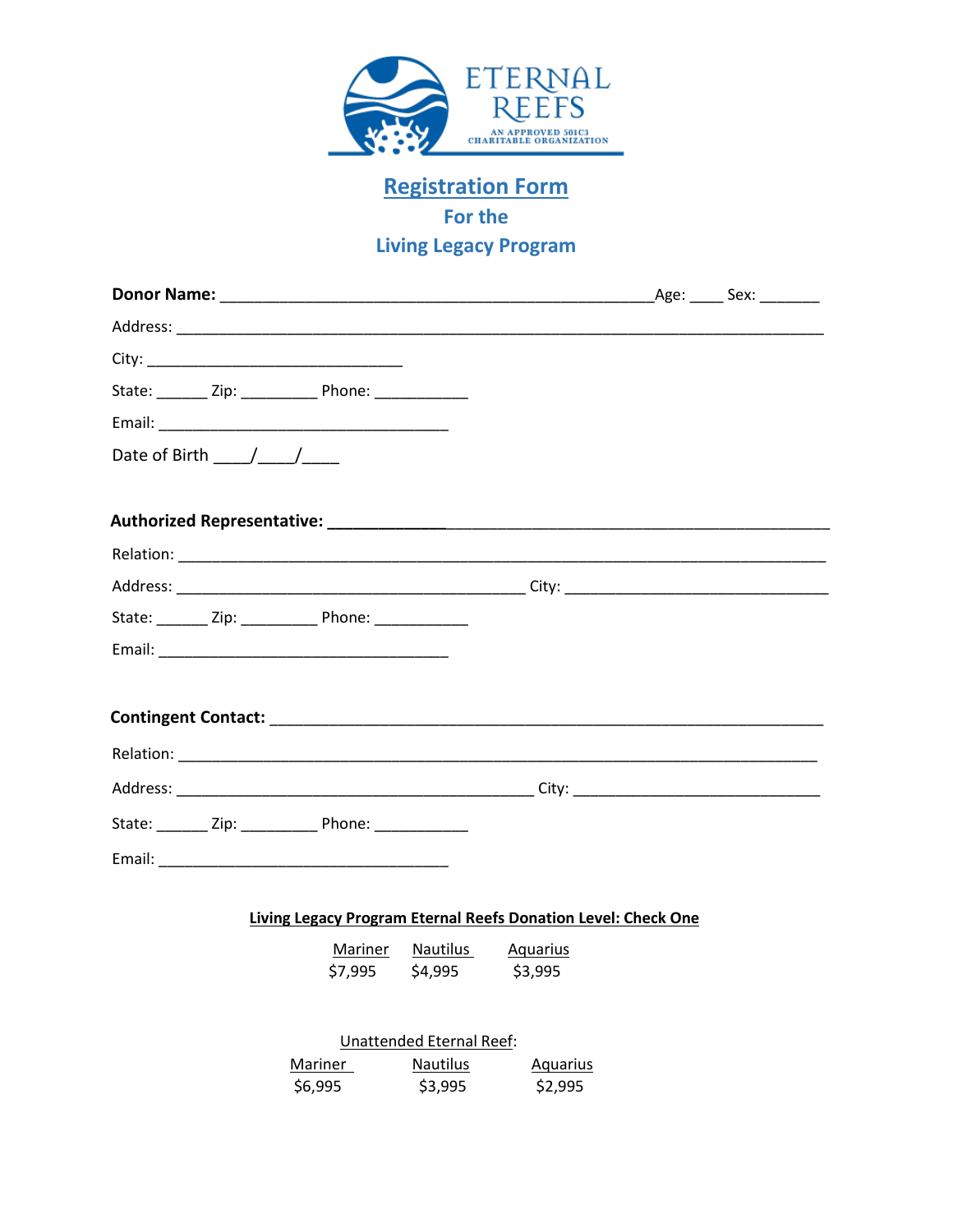ETERNAL REEFS

AN APPROVED 501C3 CHARITABLE ORGANIZATION

# Registration Form
## For the
## Living Legacy Program

**Donor Name:** ____________________________________________________Age: ____ Sex: _______

Address: ______________________________________________________________________________

City: ______________________________

State: ______ Zip: _________ Phone: ___________

Email: __________________________________

Date of Birth ____/____/____

**Authorized Representative:** _____________________________________________________________

Relation: _____________________________________________________________________________

Address: _________________________________________ City: ______________________________

State: ______ Zip: _________ Phone: ___________

Email: __________________________________

**Contingent Contact:** ________________________________________________________________

Relation: _____________________________________________________________________________

Address: __________________________________________ City: ____________________________

State: ______ Zip: _________ Phone: ___________

Email: __________________________________

**Living Legacy Program Eternal Reefs Donation Level: Check One**

| Mariner | Nautilus | Aquarius |
|---|---|---|
| $7,995 | $4,995 | $3,995 |

Unattended Eternal Reef:

| Mariner | Nautilus | Aquarius |
|---|---|---|
| $6,995 | $3,995 | $2,995 |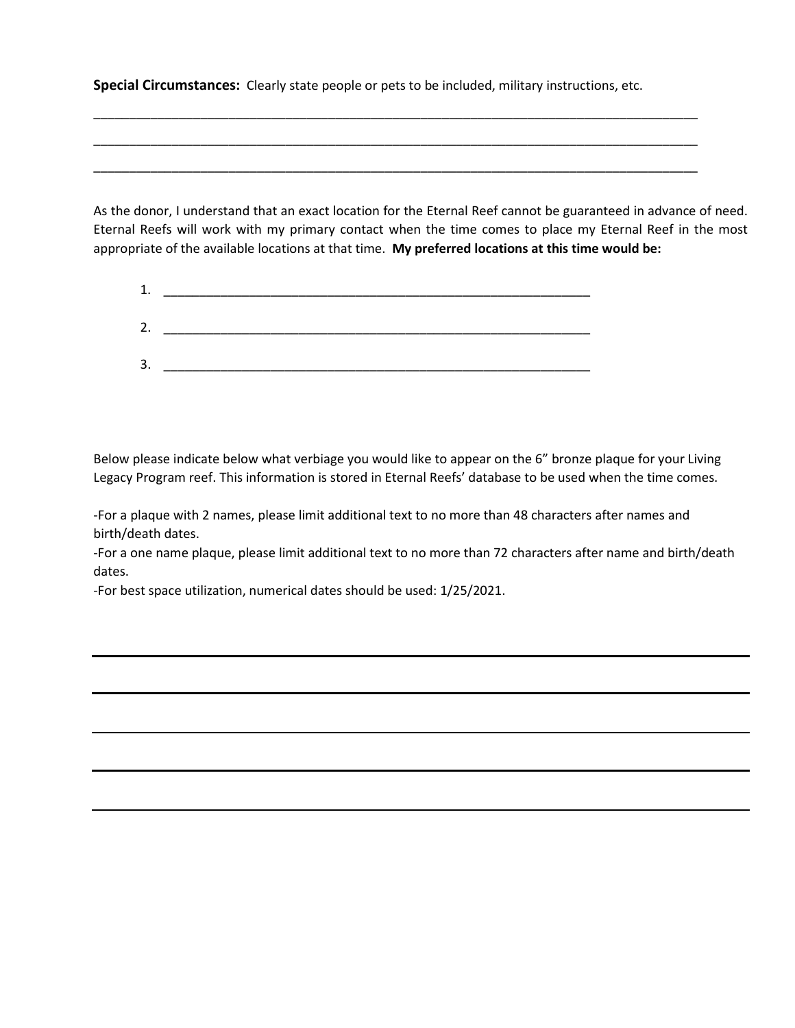**Special Circumstances:** Clearly state people or pets to be included, military instructions, etc.

_______________________________________________________________________________________

_______________________________________________________________________________________

_______________________________________________________________________________________

As the donor, I understand that an exact location for the Eternal Reef cannot be guaranteed in advance of need. Eternal Reefs will work with my primary contact when the time comes to place my Eternal Reef in the most appropriate of the available locations at that time. **My preferred locations at this time would be:**

1. _______________________________________________________________
2. _______________________________________________________________
3. _______________________________________________________________

Below please indicate below what verbiage you would like to appear on the 6" bronze plaque for your Living Legacy Program reef. This information is stored in Eternal Reefs' database to be used when the time comes.

-For a plaque with 2 names, please limit additional text to no more than 48 characters after names and birth/death dates.
-For a one name plaque, please limit additional text to no more than 72 characters after name and birth/death dates.
-For best space utilization, numerical dates should be used: 1/25/2021.

_______________________________________________________________________________________

_______________________________________________________________________________________

_______________________________________________________________________________________

_______________________________________________________________________________________

_______________________________________________________________________________________